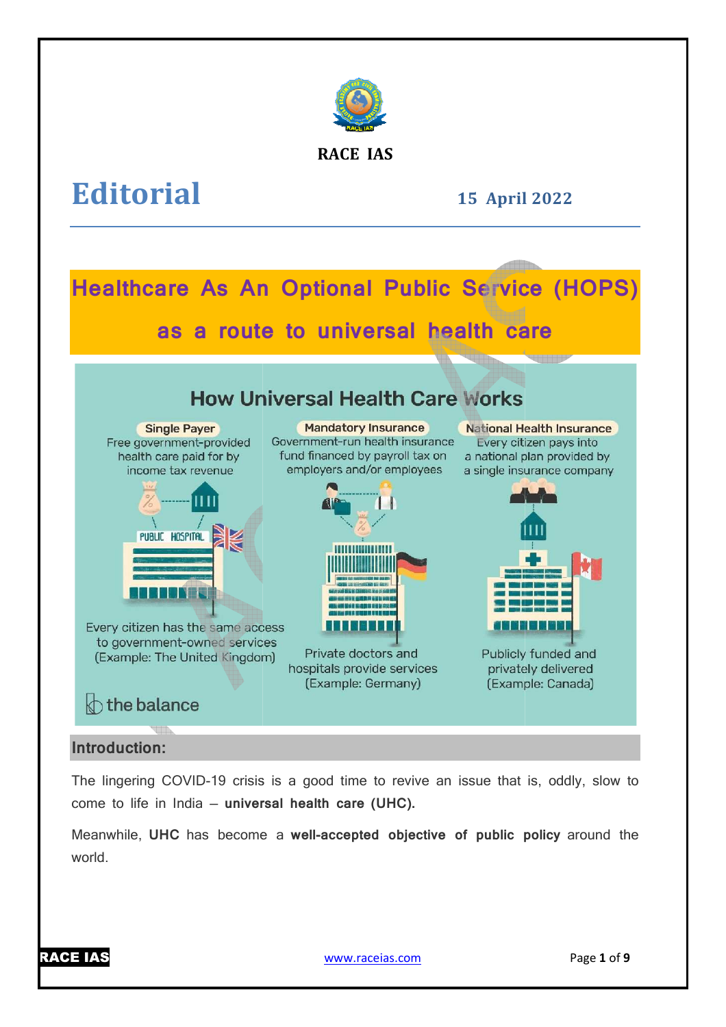**RACE IAS**

# Editorial

**15 April 2022**

## Healthcare As An Optional Public Service (HOPS) as a route to universal health care

### How Universal Health Care Works

**Single Payer**
Free government-provided health care paid for by income tax revenue

Every citizen has the same access to government-owned services (Example: The United Kingdom)

**Mandatory Insurance**
Government-run health insurance fund financed by payroll tax on employers and/or employees

Private doctors and hospitals provide services (Example: Germany)

**National Health Insurance**
Every citizen pays into a national plan provided by a single insurance company

Publicly funded and privately delivered (Example: Canada)

the balance

## Introduction:

The lingering COVID-19 crisis is a good time to revive an issue that is, oddly, slow to come to life in India – **universal health care (UHC).**

Meanwhile, **UHC** has become a **well-accepted objective of public policy** around the world.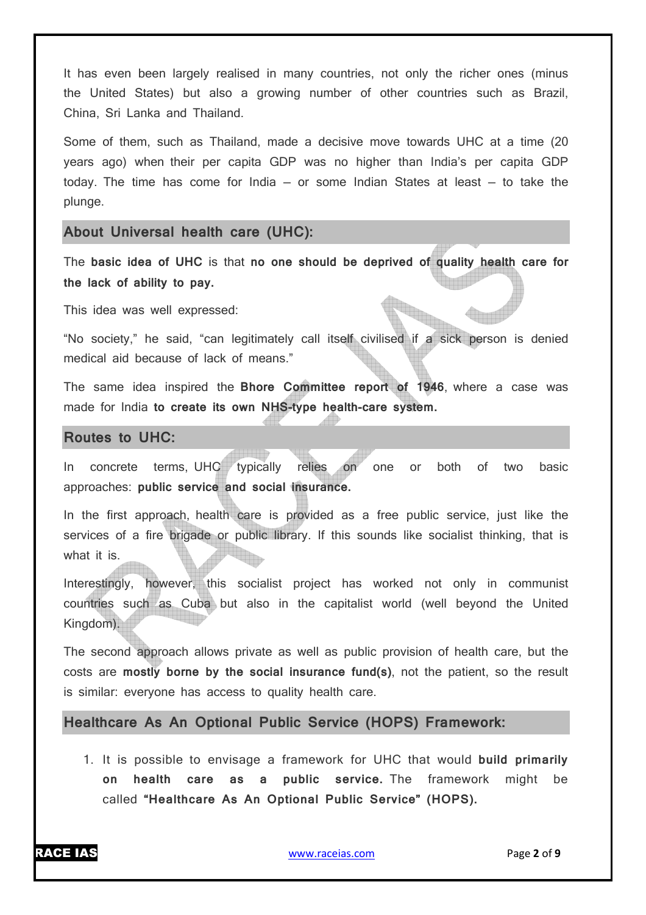It has even been largely realised in many countries, not only the richer ones (minus the United States) but also a growing number of other countries such as Brazil, China, Sri Lanka and Thailand.

Some of them, such as Thailand, made a decisive move towards UHC at a time (20 years ago) when their per capita GDP was no higher than India's per capita GDP today. The time has come for India – or some Indian States at least – to take the plunge.

## About Universal health care (UHC):

The **basic idea of UHC** is that **no one should be deprived of quality health care for the lack of ability to pay.**

This idea was well expressed:

"No society," he said, "can legitimately call itself civilised if a sick person is denied medical aid because of lack of means."

The same idea inspired the **Bhore Committee report of 1946**, where a case was made for India **to create its own NHS-type health-care system.**

## Routes to UHC:

In concrete terms, UHC typically relies on one or both of two basic approaches: **public service and social insurance.**

In the first approach, health care is provided as a free public service, just like the services of a fire brigade or public library. If this sounds like socialist thinking, that is what it is.

Interestingly, however, this socialist project has worked not only in communist countries such as Cuba but also in the capitalist world (well beyond the United Kingdom).

The second approach allows private as well as public provision of health care, but the costs are **mostly borne by the social insurance fund(s)**, not the patient, so the result is similar: everyone has access to quality health care.

## Healthcare As An Optional Public Service (HOPS) Framework:

1. It is possible to envisage a framework for UHC that would **build primarily on health care as a public service.** The framework might be called **"Healthcare As An Optional Public Service" (HOPS).**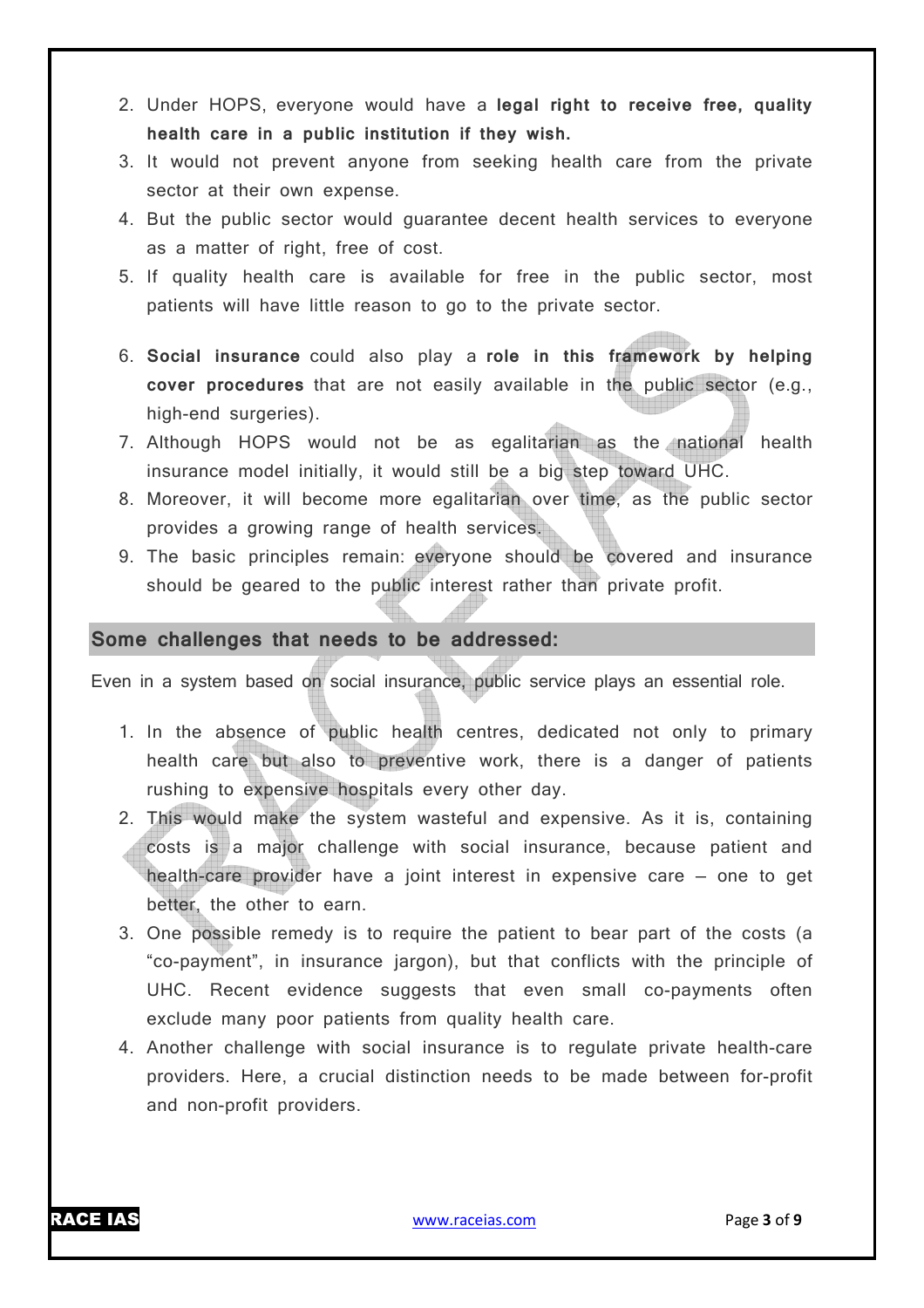2. Under HOPS, everyone would have a **legal right to receive free, quality health care in a public institution if they wish.**
3. It would not prevent anyone from seeking health care from the private sector at their own expense.
4. But the public sector would guarantee decent health services to everyone as a matter of right, free of cost.
5. If quality health care is available for free in the public sector, most patients will have little reason to go to the private sector.
6. **Social insurance** could also play a **role in this framework by helping cover procedures** that are not easily available in the public sector (e.g., high-end surgeries).
7. Although HOPS would not be as egalitarian as the national health insurance model initially, it would still be a big step toward UHC.
8. Moreover, it will become more egalitarian over time, as the public sector provides a growing range of health services.
9. The basic principles remain: everyone should be covered and insurance should be geared to the public interest rather than private profit.

## Some challenges that needs to be addressed:

Even in a system based on social insurance, public service plays an essential role.

1. In the absence of public health centres, dedicated not only to primary health care but also to preventive work, there is a danger of patients rushing to expensive hospitals every other day.
2. This would make the system wasteful and expensive. As it is, containing costs is a major challenge with social insurance, because patient and health-care provider have a joint interest in expensive care – one to get better, the other to earn.
3. One possible remedy is to require the patient to bear part of the costs (a "co-payment", in insurance jargon), but that conflicts with the principle of UHC. Recent evidence suggests that even small co-payments often exclude many poor patients from quality health care.
4. Another challenge with social insurance is to regulate private health-care providers. Here, a crucial distinction needs to be made between for-profit and non-profit providers.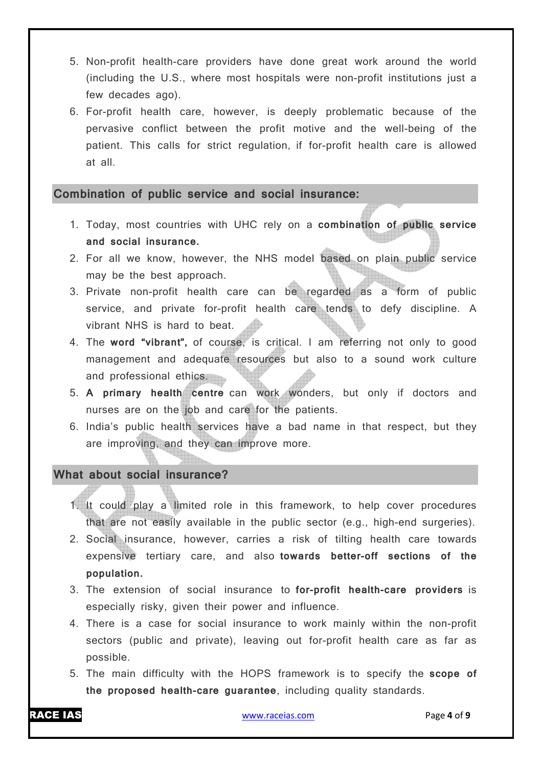5. Non-profit health-care providers have done great work around the world (including the U.S., where most hospitals were non-profit institutions just a few decades ago).
6. For-profit health care, however, is deeply problematic because of the pervasive conflict between the profit motive and the well-being of the patient. This calls for strict regulation, if for-profit health care is allowed at all.

## Combination of public service and social insurance:

1. Today, most countries with UHC rely on a **combination of public service and social insurance.**
2. For all we know, however, the NHS model based on plain public service may be the best approach.
3. Private non-profit health care can be regarded as a form of public service, and private for-profit health care tends to defy discipline. A vibrant NHS is hard to beat.
4. The **word "vibrant",** of course, is critical. I am referring not only to good management and adequate resources but also to a sound work culture and professional ethics.
5. **A primary health centre** can work wonders, but only if doctors and nurses are on the job and care for the patients.
6. India's public health services have a bad name in that respect, but they are improving, and they can improve more.

## What about social insurance?

1. It could play a limited role in this framework, to help cover procedures that are not easily available in the public sector (e.g., high-end surgeries).
2. Social insurance, however, carries a risk of tilting health care towards expensive tertiary care, and also **towards better-off sections of the population.**
3. The extension of social insurance to **for-profit health-care providers** is especially risky, given their power and influence.
4. There is a case for social insurance to work mainly within the non-profit sectors (public and private), leaving out for-profit health care as far as possible.
5. The main difficulty with the HOPS framework is to specify the **scope of the proposed health-care guarantee**, including quality standards.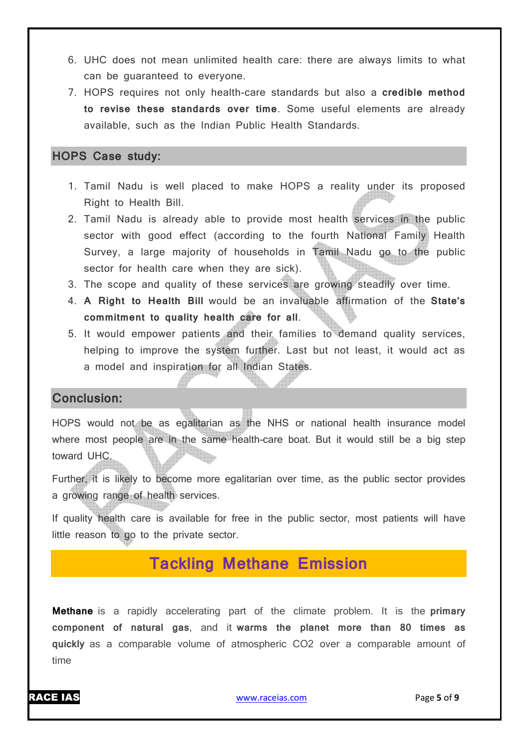6. UHC does not mean unlimited health care: there are always limits to what can be guaranteed to everyone.
7. HOPS requires not only health-care standards but also a **credible method to revise these standards over time**. Some useful elements are already available, such as the Indian Public Health Standards.

## HOPS Case study:

1. Tamil Nadu is well placed to make HOPS a reality under its proposed Right to Health Bill.
2. Tamil Nadu is already able to provide most health services in the public sector with good effect (according to the fourth National Family Health Survey, a large majority of households in Tamil Nadu go to the public sector for health care when they are sick).
3. The scope and quality of these services are growing steadily over time.
4. **A Right to Health Bill** would be an invaluable affirmation of the **State's commitment to quality health care for all**.
5. It would empower patients and their families to demand quality services, helping to improve the system further. Last but not least, it would act as a model and inspiration for all Indian States.

## Conclusion:

HOPS would not be as egalitarian as the NHS or national health insurance model where most people are in the same health-care boat. But it would still be a big step toward UHC.

Further, it is likely to become more egalitarian over time, as the public sector provides a growing range of health services.

If quality health care is available for free in the public sector, most patients will have little reason to go to the private sector.

# Tackling Methane Emission

**Methane** is a rapidly accelerating part of the climate problem. It is the **primary component of natural gas**, and it **warms the planet more than 80 times as quickly** as a comparable volume of atmospheric $CO_2$ over a comparable amount of time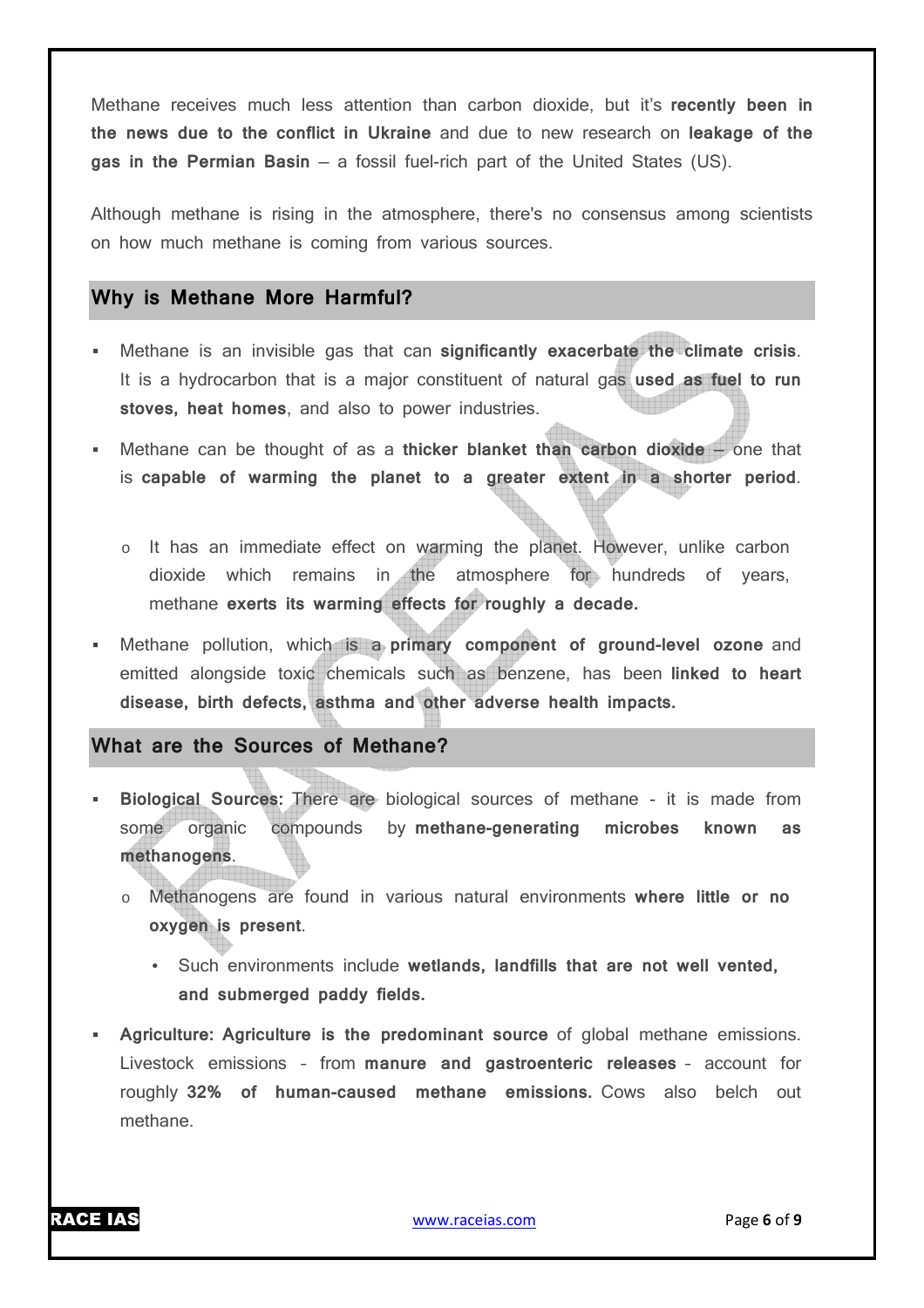Methane receives much less attention than carbon dioxide, but it's **recently been in the news due to the conflict in Ukraine** and due to new research on **leakage of the gas in the Permian Basin** – a fossil fuel-rich part of the United States (US).

Although methane is rising in the atmosphere, there's no consensus among scientists on how much methane is coming from various sources.

## Why is Methane More Harmful?

- Methane is an invisible gas that can **significantly exacerbate the climate crisis**. It is a hydrocarbon that is a major constituent of natural gas **used as fuel to run stoves, heat homes**, and also to power industries.
- Methane can be thought of as a **thicker blanket than carbon dioxide** – one that is **capable of warming the planet to a greater extent in a shorter period**.
  - It has an immediate effect on warming the planet. However, unlike carbon dioxide which remains in the atmosphere for hundreds of years, methane **exerts its warming effects for roughly a decade.**
- Methane pollution, which is a **primary component of ground-level ozone** and emitted alongside toxic chemicals such as benzene, has been **linked to heart disease, birth defects, asthma and other adverse health impacts.**

## What are the Sources of Methane?

- **Biological Sources:** There are biological sources of methane - it is made from some organic compounds by **methane-generating microbes known as methanogens**.
  - Methanogens are found in various natural environments **where little or no oxygen is present**.
    - Such environments include **wetlands, landfills that are not well vented, and submerged paddy fields.**
- **Agriculture: Agriculture is the predominant source** of global methane emissions. Livestock emissions – from **manure and gastroenteric releases** – account for roughly **32% of human-caused methane emissions.** Cows also belch out methane.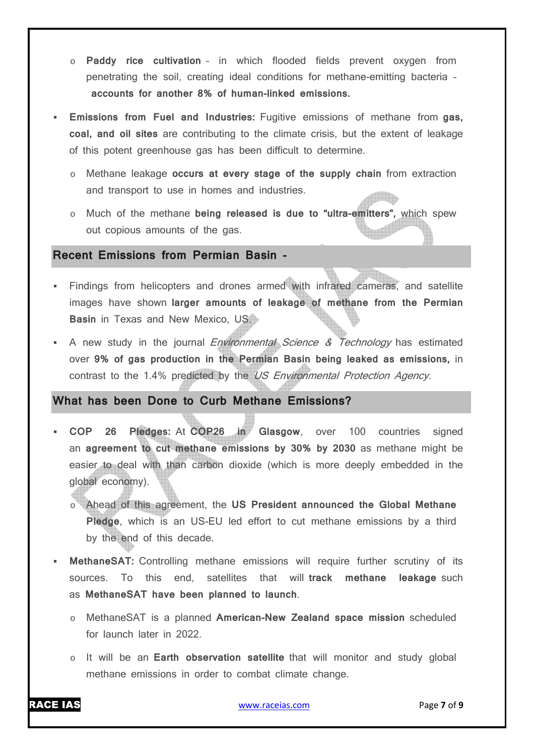- **Paddy rice cultivation** – in which flooded fields prevent oxygen from penetrating the soil, creating ideal conditions for methane-emitting bacteria – **accounts for another 8% of human-linked emissions.**

- **Emissions from Fuel and Industries:** Fugitive emissions of methane from **gas, coal, and oil sites** are contributing to the climate crisis, but the extent of leakage of this potent greenhouse gas has been difficult to determine.
  - Methane leakage **occurs at every stage of the supply chain** from extraction and transport to use in homes and industries.
  - Much of the methane **being released is due to "ultra-emitters",** which spew out copious amounts of the gas.

## Recent Emissions from Permian Basin -

- Findings from helicopters and drones armed with infrared cameras, and satellite images have shown **larger amounts of leakage of methane from the Permian Basin** in Texas and New Mexico, US.
- A new study in the journal *Environmental Science & Technology* has estimated over **9% of gas production in the Permian Basin being leaked as emissions,** in contrast to the 1.4% predicted by the *US Environmental Protection Agency.*

## What has been Done to Curb Methane Emissions?

- **COP 26 Pledges:** At **COP26 in Glasgow**, over 100 countries signed an **agreement to cut methane emissions by 30% by 2030** as methane might be easier to deal with than carbon dioxide (which is more deeply embedded in the global economy).
  - Ahead of this agreement, the **US President announced the Global Methane Pledge**, which is an US-EU led effort to cut methane emissions by a third by the end of this decade.
- **MethaneSAT:** Controlling methane emissions will require further scrutiny of its sources. To this end, satellites that will **track methane leakage** such as **MethaneSAT have been planned to launch**.
  - MethaneSAT is a planned **American-New Zealand space mission** scheduled for launch later in 2022.
  - It will be an **Earth observation satellite** that will monitor and study global methane emissions in order to combat climate change.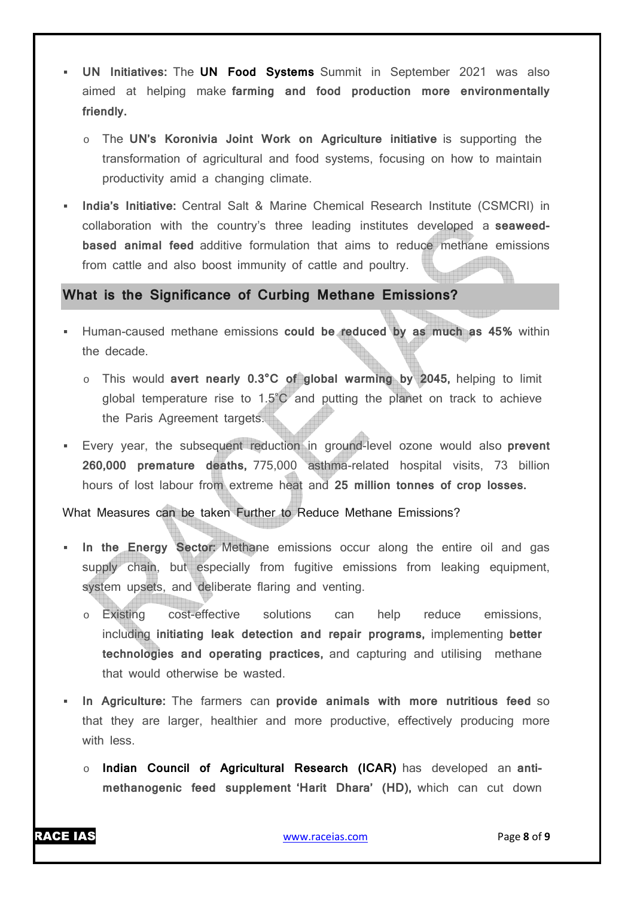- **UN Initiatives:** The **UN Food Systems** Summit in September 2021 was also aimed at helping make **farming and food production more environmentally friendly.**
  - The **UN's Koronivia Joint Work on Agriculture initiative** is supporting the transformation of agricultural and food systems, focusing on how to maintain productivity amid a changing climate.
- **India's Initiative:** Central Salt & Marine Chemical Research Institute (CSMCRI) in collaboration with the country's three leading institutes developed a **seaweed-based animal feed** additive formulation that aims to reduce methane emissions from cattle and also boost immunity of cattle and poultry.

## What is the Significance of Curbing Methane Emissions?

- Human-caused methane emissions **could be reduced by as much as 45%** within the decade.
  - This would **avert nearly 0.3°C of global warming by 2045,** helping to limit global temperature rise to 1.5°C and putting the planet on track to achieve the Paris Agreement targets.
- Every year, the subsequent reduction in ground-level ozone would also **prevent 260,000 premature deaths,** 775,000 asthma-related hospital visits, 73 billion hours of lost labour from extreme heat and **25 million tonnes of crop losses.**

What Measures can be taken Further to Reduce Methane Emissions?

- **In the Energy Sector:** Methane emissions occur along the entire oil and gas supply chain, but especially from fugitive emissions from leaking equipment, system upsets, and deliberate flaring and venting.
  - Existing cost-effective solutions can help reduce emissions, including **initiating leak detection and repair programs,** implementing **better technologies and operating practices,** and capturing and utilising methane that would otherwise be wasted.
- **In Agriculture:** The farmers can **provide animals with more nutritious feed** so that they are larger, healthier and more productive, effectively producing more with less.
  - **Indian Council of Agricultural Research (ICAR)** has developed an **anti-methanogenic feed supplement 'Harit Dhara' (HD),** which can cut down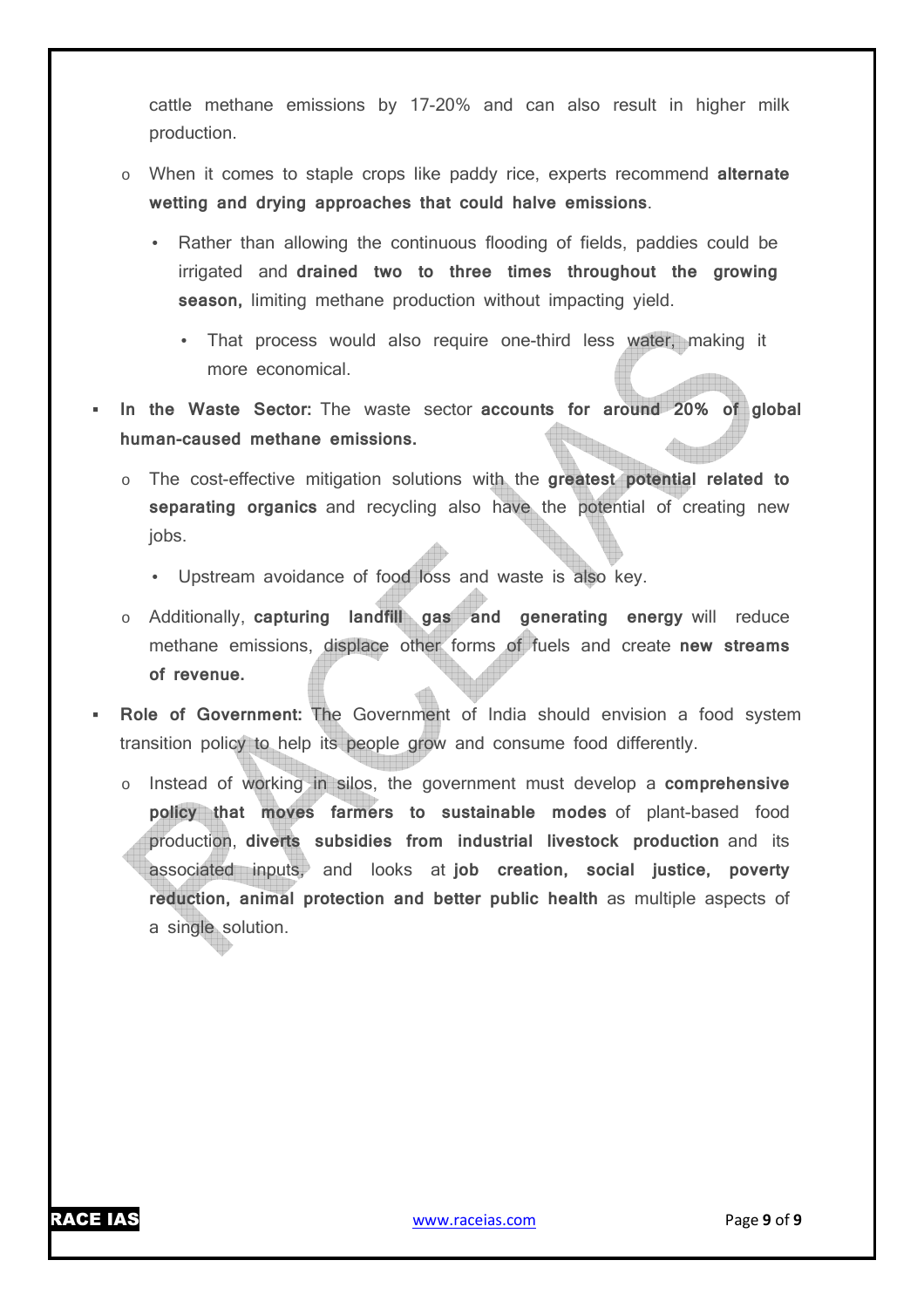cattle methane emissions by 17-20% and can also result in higher milk production.

- When it comes to staple crops like paddy rice, experts recommend **alternate wetting and drying approaches that could halve emissions**.
  - Rather than allowing the continuous flooding of fields, paddies could be irrigated and **drained two to three times throughout the growing season,** limiting methane production without impacting yield.
    - That process would also require one-third less water, making it more economical.

- **In the Waste Sector:** The waste sector **accounts for around 20% of global human-caused methane emissions.**
  - The cost-effective mitigation solutions with the **greatest potential related to separating organics** and recycling also have the potential of creating new jobs.
    - Upstream avoidance of food loss and waste is also key.
  - Additionally, **capturing landfill gas and generating energy** will reduce methane emissions, displace other forms of fuels and create **new streams of revenue.**

- **Role of Government:** The Government of India should envision a food system transition policy to help its people grow and consume food differently.
  - Instead of working in silos, the government must develop a **comprehensive policy that moves farmers to sustainable modes** of plant-based food production, **diverts subsidies from industrial livestock production** and its associated inputs, and looks at **job creation, social justice, poverty reduction, animal protection and better public health** as multiple aspects of a single solution.